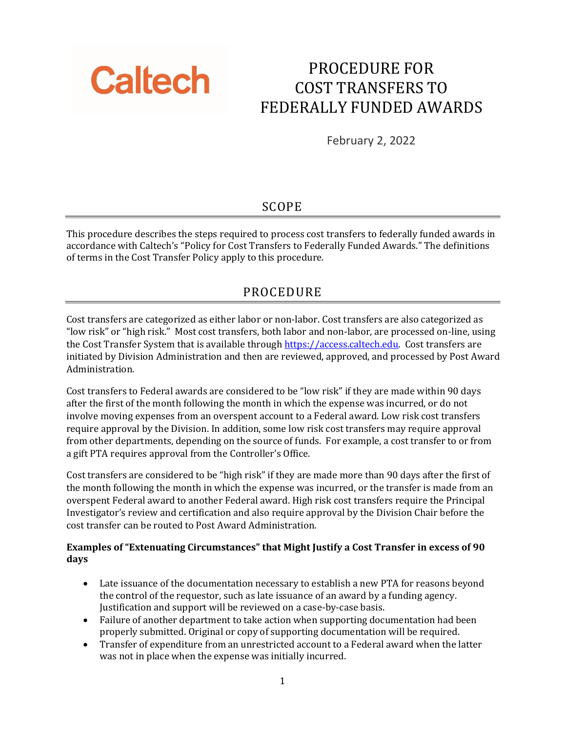Caltech

# PROCEDURE FOR COST TRANSFERS TO FEDERALLY FUNDED AWARDS

February 2, 2022

## SCOPE

This procedure describes the steps required to process cost transfers to federally funded awards in accordance with Caltech's "Policy for Cost Transfers to Federally Funded Awards." The definitions of terms in the Cost Transfer Policy apply to this procedure.

## PROCEDURE

Cost transfers are categorized as either labor or non-labor. Cost transfers are also categorized as "low risk" or "high risk." Most cost transfers, both labor and non-labor, are processed on-line, using the Cost Transfer System that is available through [https://access.caltech.edu](https://access.caltech.edu). Cost transfers are initiated by Division Administration and then are reviewed, approved, and processed by Post Award Administration.

Cost transfers to Federal awards are considered to be "low risk" if they are made within 90 days after the first of the month following the month in which the expense was incurred, or do not involve moving expenses from an overspent account to a Federal award. Low risk cost transfers require approval by the Division. In addition, some low risk cost transfers may require approval from other departments, depending on the source of funds. For example, a cost transfer to or from a gift PTA requires approval from the Controller's Office.

Cost transfers are considered to be "high risk" if they are made more than 90 days after the first of the month following the month in which the expense was incurred, or the transfer is made from an overspent Federal award to another Federal award. High risk cost transfers require the Principal Investigator's review and certification and also require approval by the Division Chair before the cost transfer can be routed to Post Award Administration.

**Examples of "Extenuating Circumstances" that Might Justify a Cost Transfer in excess of 90 days**

- Late issuance of the documentation necessary to establish a new PTA for reasons beyond the control of the requestor, such as late issuance of an award by a funding agency. Justification and support will be reviewed on a case-by-case basis.
- Failure of another department to take action when supporting documentation had been properly submitted. Original or copy of supporting documentation will be required.
- Transfer of expenditure from an unrestricted account to a Federal award when the latter was not in place when the expense was initially incurred.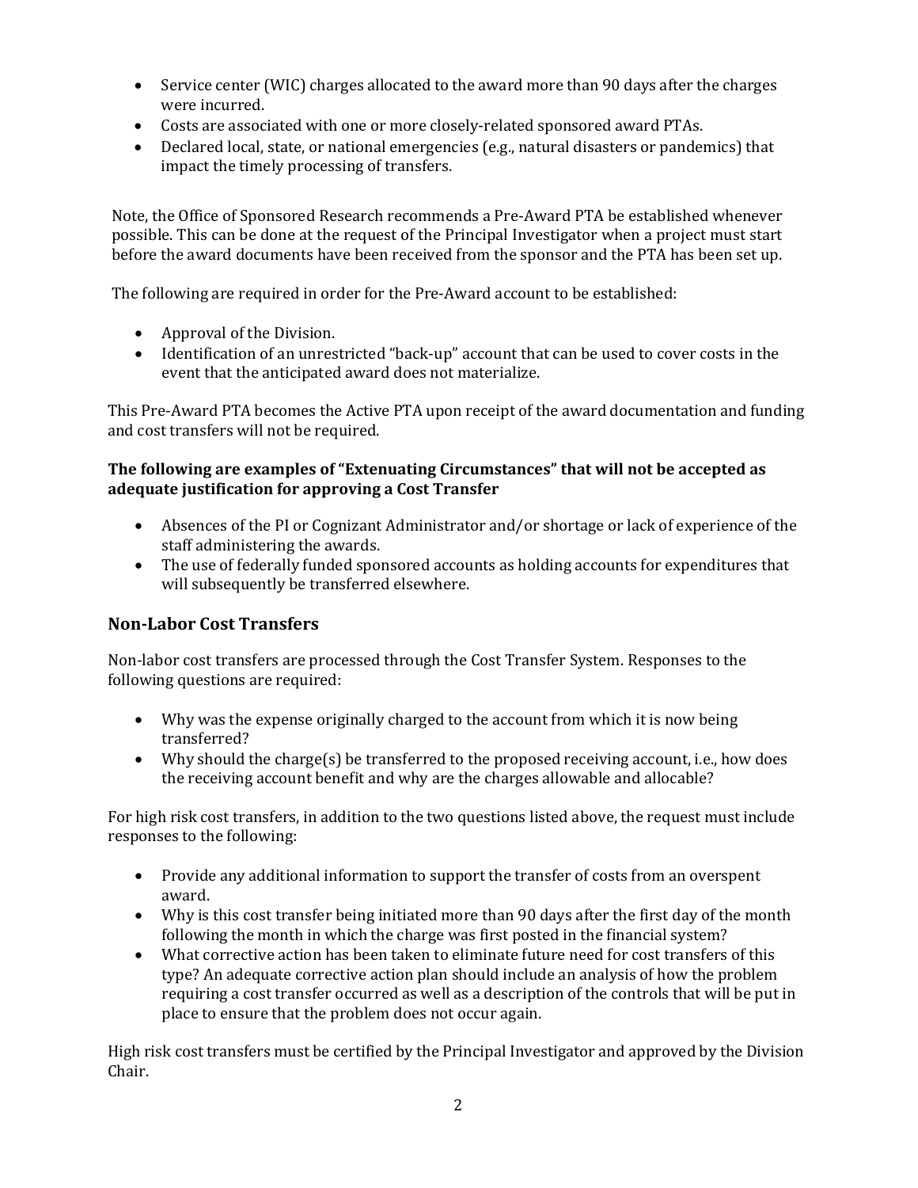- Service center (WIC) charges allocated to the award more than 90 days after the charges were incurred.
- Costs are associated with one or more closely-related sponsored award PTAs.
- Declared local, state, or national emergencies (e.g., natural disasters or pandemics) that impact the timely processing of transfers.

Note, the Office of Sponsored Research recommends a Pre-Award PTA be established whenever possible. This can be done at the request of the Principal Investigator when a project must start before the award documents have been received from the sponsor and the PTA has been set up.

The following are required in order for the Pre-Award account to be established:

- Approval of the Division.
- Identification of an unrestricted "back-up" account that can be used to cover costs in the event that the anticipated award does not materialize.

This Pre-Award PTA becomes the Active PTA upon receipt of the award documentation and funding and cost transfers will not be required.

**The following are examples of "Extenuating Circumstances" that will not be accepted as adequate justification for approving a Cost Transfer**

- Absences of the PI or Cognizant Administrator and/or shortage or lack of experience of the staff administering the awards.
- The use of federally funded sponsored accounts as holding accounts for expenditures that will subsequently be transferred elsewhere.

## Non-Labor Cost Transfers

Non-labor cost transfers are processed through the Cost Transfer System. Responses to the following questions are required:

- Why was the expense originally charged to the account from which it is now being transferred?
- Why should the charge(s) be transferred to the proposed receiving account, i.e., how does the receiving account benefit and why are the charges allowable and allocable?

For high risk cost transfers, in addition to the two questions listed above, the request must include responses to the following:

- Provide any additional information to support the transfer of costs from an overspent award.
- Why is this cost transfer being initiated more than 90 days after the first day of the month following the month in which the charge was first posted in the financial system?
- What corrective action has been taken to eliminate future need for cost transfers of this type? An adequate corrective action plan should include an analysis of how the problem requiring a cost transfer occurred as well as a description of the controls that will be put in place to ensure that the problem does not occur again.

High risk cost transfers must be certified by the Principal Investigator and approved by the Division Chair.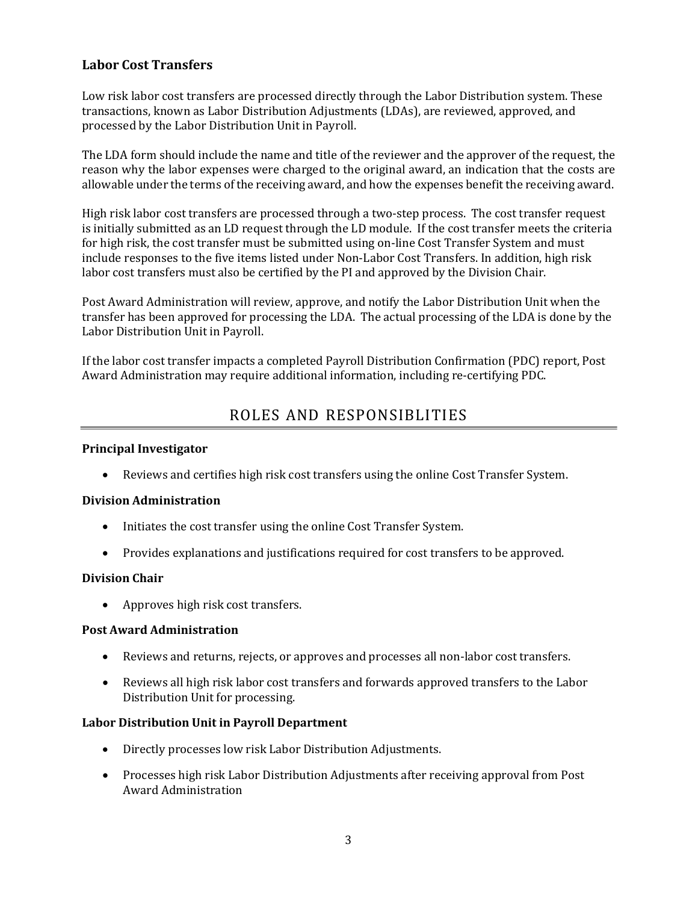### Labor Cost Transfers

Low risk labor cost transfers are processed directly through the Labor Distribution system. These transactions, known as Labor Distribution Adjustments (LDAs), are reviewed, approved, and processed by the Labor Distribution Unit in Payroll.

The LDA form should include the name and title of the reviewer and the approver of the request, the reason why the labor expenses were charged to the original award, an indication that the costs are allowable under the terms of the receiving award, and how the expenses benefit the receiving award.

High risk labor cost transfers are processed through a two-step process. The cost transfer request is initially submitted as an LD request through the LD module. If the cost transfer meets the criteria for high risk, the cost transfer must be submitted using on-line Cost Transfer System and must include responses to the five items listed under Non-Labor Cost Transfers. In addition, high risk labor cost transfers must also be certified by the PI and approved by the Division Chair.

Post Award Administration will review, approve, and notify the Labor Distribution Unit when the transfer has been approved for processing the LDA. The actual processing of the LDA is done by the Labor Distribution Unit in Payroll.

If the labor cost transfer impacts a completed Payroll Distribution Confirmation (PDC) report, Post Award Administration may require additional information, including re-certifying PDC.

## ROLES AND RESPONSIBLITIES

**Principal Investigator**

- Reviews and certifies high risk cost transfers using the online Cost Transfer System.

**Division Administration**

- Initiates the cost transfer using the online Cost Transfer System.
- Provides explanations and justifications required for cost transfers to be approved.

**Division Chair**

- Approves high risk cost transfers.

**Post Award Administration**

- Reviews and returns, rejects, or approves and processes all non-labor cost transfers.
- Reviews all high risk labor cost transfers and forwards approved transfers to the Labor Distribution Unit for processing.

**Labor Distribution Unit in Payroll Department**

- Directly processes low risk Labor Distribution Adjustments.
- Processes high risk Labor Distribution Adjustments after receiving approval from Post Award Administration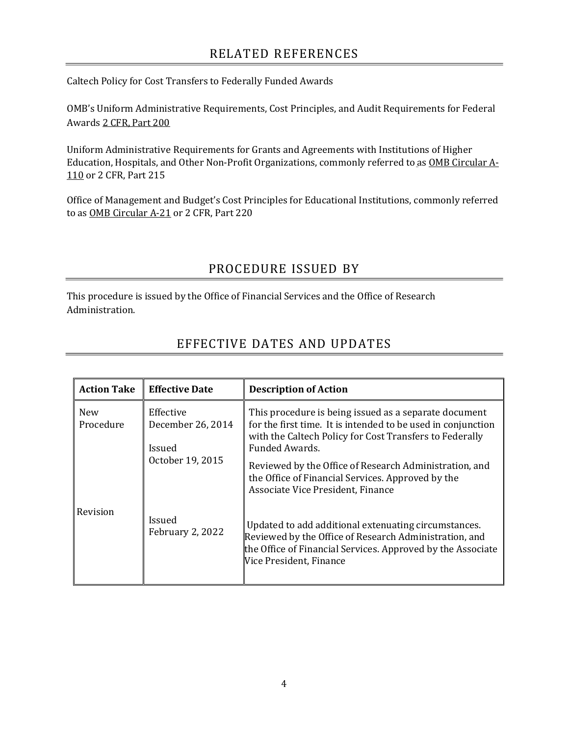## RELATED REFERENCES

Caltech Policy for Cost Transfers to Federally Funded Awards

OMB's Uniform Administrative Requirements, Cost Principles, and Audit Requirements for Federal Awards 2 CFR, Part 200

Uniform Administrative Requirements for Grants and Agreements with Institutions of Higher Education, Hospitals, and Other Non-Profit Organizations, commonly referred to as OMB Circular A-110 or 2 CFR, Part 215

Office of Management and Budget's Cost Principles for Educational Institutions, commonly referred to as OMB Circular A-21 or 2 CFR, Part 220

## PROCEDURE ISSUED BY

This procedure is issued by the Office of Financial Services and the Office of Research Administration.

## EFFECTIVE DATES AND UPDATES

| Action Take | Effective Date | Description of Action |
|---|---|---|
| New Procedure | Effective December 26, 2014<br><br>Issued October 19, 2015 | This procedure is being issued as a separate document for the first time. It is intended to be used in conjunction with the Caltech Policy for Cost Transfers to Federally Funded Awards.<br><br>Reviewed by the Office of Research Administration, and the Office of Financial Services. Approved by the Associate Vice President, Finance |
| Revision | Issued February 2, 2022 | Updated to add additional extenuating circumstances. Reviewed by the Office of Research Administration, and the Office of Financial Services. Approved by the Associate Vice President, Finance |